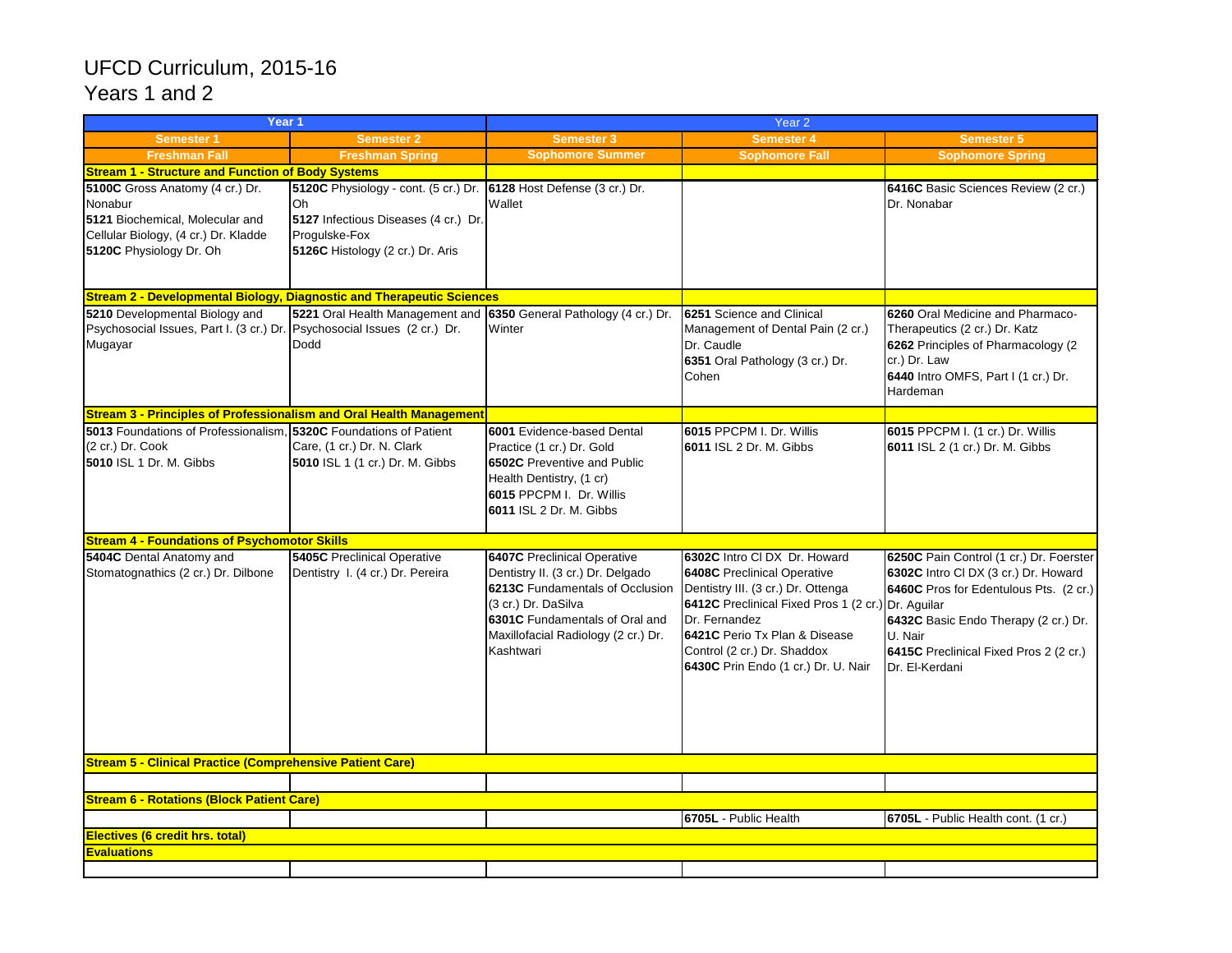# UFCD Curriculum, 2015-16
## Years 1 and 2

| Year 1 | | Year 2 | | |
|---|---|---|---|---|
| **Semester 1** | **Semester 2** | **Semester 3** | **Semester 4** | **Semester 5** |
| **Freshman Fall** | **Freshman Spring** | **Sophomore Summer** | **Sophomore Fall** | **Sophomore Spring** |
| **Stream 1 - Structure and Function of Body Systems** | | | | |
| **5100C** Gross Anatomy (4 cr.) Dr. Nonabur<br>**5121** Biochemical, Molecular and Cellular Biology, (4 cr.) Dr. Kladde<br>**5120C** Physiology Dr. Oh | **5120C** Physiology - cont. (5 cr.) Dr. Oh<br>**5127** Infectious Diseases (4 cr.) Dr. Progulske-Fox<br>**5126C** Histology (2 cr.) Dr. Aris | **6128** Host Defense (3 cr.) Dr. Wallet | | **6416C** Basic Sciences Review (2 cr.) Dr. Nonabar |
| **Stream 2 - Developmental Biology, Diagnostic and Therapeutic Sciences** | | | | |
| **5210** Developmental Biology and Psychosocial Issues, Part I. (3 cr.) Dr. Mugayar | **5221** Oral Health Management and Psychosocial Issues (2 cr.) Dr. Dodd | **6350** General Pathology (4 cr.) Dr. Winter | **6251** Science and Clinical Management of Dental Pain (2 cr.) Dr. Caudle<br>**6351** Oral Pathology (3 cr.) Dr. Cohen | **6260** Oral Medicine and Pharmaco-Therapeutics (2 cr.) Dr. Katz<br>**6262** Principles of Pharmacology (2 cr.) Dr. Law<br>**6440** Intro OMFS, Part I (1 cr.) Dr. Hardeman |
| **Stream 3 - Principles of Professionalism and Oral Health Management** | | | | |
| **5013** Foundations of Professionalism, (2 cr.) Dr. Cook<br>**5010** ISL 1 Dr. M. Gibbs | **5320C** Foundations of Patient Care, (1 cr.) Dr. N. Clark<br>**5010** ISL 1 (1 cr.) Dr. M. Gibbs | **6001** Evidence-based Dental Practice (1 cr.) Dr. Gold<br>**6502C** Preventive and Public Health Dentistry, (1 cr)<br>**6015** PPCPM I. Dr. Willis<br>**6011** ISL 2 Dr. M. Gibbs | **6015** PPCPM I. Dr. Willis<br>**6011** ISL 2 Dr. M. Gibbs | **6015** PPCPM I. (1 cr.) Dr. Willis<br>**6011** ISL 2 (1 cr.) Dr. M. Gibbs |
| **Stream 4 - Foundations of Psychomotor Skills** | | | | |
| **5404C** Dental Anatomy and Stomatognathics (2 cr.) Dr. Dilbone | **5405C** Preclinical Operative Dentistry I. (4 cr.) Dr. Pereira | **6407C** Preclinical Operative Dentistry II. (3 cr.) Dr. Delgado<br>**6213C** Fundamentals of Occlusion (3 cr.) Dr. DaSilva<br>**6301C** Fundamentals of Oral and Maxillofacial Radiology (2 cr.) Dr. Kashtwari | **6302C** Intro Cl DX Dr. Howard<br>**6408C** Preclinical Operative Dentistry III. (3 cr.) Dr. Ottenga<br>**6412C** Preclinical Fixed Pros 1 (2 cr.) Dr. Fernandez<br>**6421C** Perio Tx Plan & Disease Control (2 cr.) Dr. Shaddox<br>**6430C** Prin Endo (1 cr.) Dr. U. Nair | **6250C** Pain Control (1 cr.) Dr. Foerster<br>**6302C** Intro Cl DX (3 cr.) Dr. Howard<br>**6460C** Pros for Edentulous Pts. (2 cr.) Dr. Aguilar<br>**6432C** Basic Endo Therapy (2 cr.) Dr. U. Nair<br>**6415C** Preclinical Fixed Pros 2 (2 cr.) Dr. El-Kerdani |
| **Stream 5 - Clinical Practice (Comprehensive Patient Care)** | | | | |
| | | | | |
| **Stream 6 - Rotations (Block Patient Care)** | | | | |
| | | | **6705L** - Public Health | **6705L** - Public Health cont. (1 cr.) |
| **Electives (6 credit hrs. total)** | | | | |
| **Evaluations** | | | | |
| | | | | |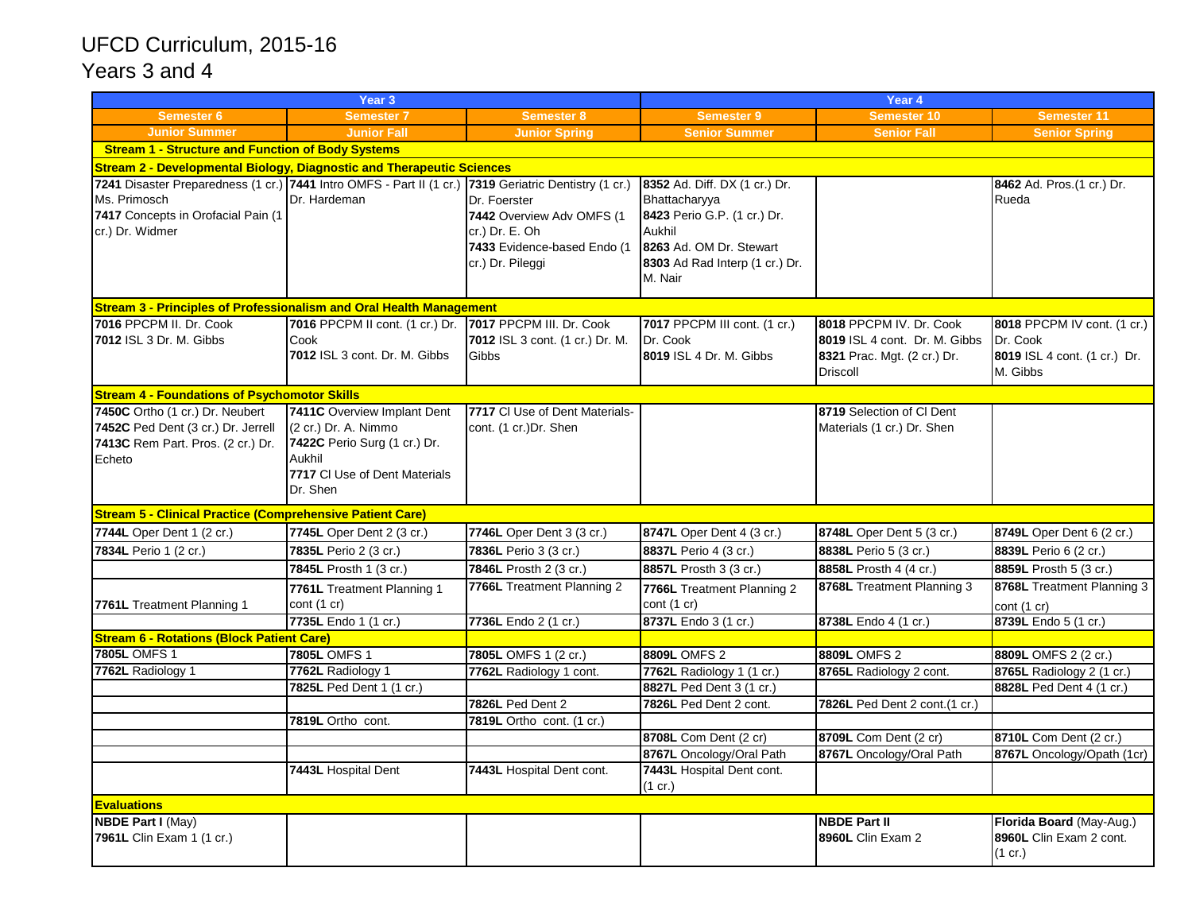# UFCD Curriculum, 2015-16
# Years 3 and 4

| Year 3 | | | Year 4 | | |
|---|---|---|---|---|---|
| Semester 6 | Semester 7 | Semester 8 | Semester 9 | Semester 10 | Semester 11 |
| Junior Summer | Junior Fall | Junior Spring | Senior Summer | Senior Fall | Senior Spring |
| **Stream 1 - Structure and Function of Body Systems** | | | | | |
| **Stream 2 - Developmental Biology, Diagnostic and Therapeutic Sciences** | | | | | |
| **7241** Disaster Preparedness (1 cr.) Ms. Primosch<br>**7417** Concepts in Orofacial Pain (1 cr.) Dr. Widmer | **7441** Intro OMFS - Part II (1 cr.) Dr. Hardeman | **7319** Geriatric Dentistry (1 cr.) Dr. Foerster<br>**7442** Overview Adv OMFS (1 cr.) Dr. E. Oh<br>**7433** Evidence-based Endo (1 cr.) Dr. Pileggi | **8352** Ad. Diff. DX (1 cr.) Dr. Bhattacharyya<br>**8423** Perio G.P. (1 cr.) Dr. Aukhil<br>**8263** Ad. OM Dr. Stewart<br>**8303** Ad Rad Interp (1 cr.) Dr. M. Nair | | **8462** Ad. Pros.(1 cr.) Dr. Rueda |
| **Stream 3 - Principles of Professionalism and Oral Health Management** | | | | | |
| **7016** PPCPM II. Dr. Cook<br>**7012** ISL 3 Dr. M. Gibbs | **7016** PPCPM II cont. (1 cr.) Dr. Cook<br>**7012** ISL 3 cont. Dr. M. Gibbs | **7017** PPCPM III. Dr. Cook<br>**7012** ISL 3 cont. (1 cr.) Dr. M. Gibbs | **7017** PPCPM III cont. (1 cr.) Dr. Cook<br>**8019** ISL 4 Dr. M. Gibbs | **8018** PPCPM IV. Dr. Cook<br>**8019** ISL 4 cont. Dr. M. Gibbs<br>**8321** Prac. Mgt. (2 cr.) Dr. Driscoll | **8018** PPCPM IV cont. (1 cr.) Dr. Cook<br>**8019** ISL 4 cont. (1 cr.) Dr. M. Gibbs |
| **Stream 4 - Foundations of Psychomotor Skills** | | | | | |
| **7450C** Ortho (1 cr.) Dr. Neubert<br>**7452C** Ped Dent (3 cr.) Dr. Jerrell<br>**7413C** Rem Part. Pros. (2 cr.) Dr. Echeto | **7411C** Overview Implant Dent (2 cr.) Dr. A. Nimmo<br>**7422C** Perio Surg (1 cr.) Dr. Aukhil<br>**7717** Cl Use of Dent Materials Dr. Shen | **7717** Cl Use of Dent Materials- cont. (1 cr.)Dr. Shen | | **8719** Selection of Cl Dent Materials (1 cr.) Dr. Shen | |
| **Stream 5 - Clinical Practice (Comprehensive Patient Care)** | | | | | |
| **7744L** Oper Dent 1 (2 cr.) | **7745L** Oper Dent 2 (3 cr.) | **7746L** Oper Dent 3 (3 cr.) | **8747L** Oper Dent 4 (3 cr.) | **8748L** Oper Dent 5 (3 cr.) | **8749L** Oper Dent 6 (2 cr.) |
| **7834L** Perio 1 (2 cr.) | **7835L** Perio 2 (3 cr.) | **7836L** Perio 3 (3 cr.) | **8837L** Perio 4 (3 cr.) | **8838L** Perio 5 (3 cr.) | **8839L** Perio 6 (2 cr.) |
| | **7845L** Prosth 1 (3 cr.) | **7846L** Prosth 2 (3 cr.) | **8857L** Prosth 3 (3 cr.) | **8858L** Prosth 4 (4 cr.) | **8859L** Prosth 5 (3 cr.) |
| **7761L** Treatment Planning 1 | **7761L** Treatment Planning 1 cont (1 cr) | **7766L** Treatment Planning 2 | **7766L** Treatment Planning 2 cont (1 cr) | **8768L** Treatment Planning 3 | **8768L** Treatment Planning 3 cont (1 cr) |
| | **7735L** Endo 1 (1 cr.) | **7736L** Endo 2 (1 cr.) | **8737L** Endo 3 (1 cr.) | **8738L** Endo 4 (1 cr.) | **8739L** Endo 5 (1 cr.) |
| **Stream 6 - Rotations (Block Patient Care)** | | | | | |
| **7805L** OMFS 1 | **7805L** OMFS 1 | **7805L** OMFS 1 (2 cr.) | **8809L** OMFS 2 | **8809L** OMFS 2 | **8809L** OMFS 2 (2 cr.) |
| **7762L** Radiology 1 | **7762L** Radiology 1 | **7762L** Radiology 1 cont. | **7762L** Radiology 1 (1 cr.) | **8765L** Radiology 2 cont. | **8765L** Radiology 2 (1 cr.) |
| | **7825L** Ped Dent 1 (1 cr.) | | **8827L** Ped Dent 3 (1 cr.) | | **8828L** Ped Dent 4 (1 cr.) |
| | | **7826L** Ped Dent 2 | **7826L** Ped Dent 2 cont. | **7826L** Ped Dent 2 cont.(1 cr.) | |
| | **7819L** Ortho cont. | **7819L** Ortho cont. (1 cr.) | | | |
| | | | **8708L** Com Dent (2 cr) | **8709L** Com Dent (2 cr) | **8710L** Com Dent (2 cr.) |
| | | | **8767L** Oncology/Oral Path | **8767L** Oncology/Oral Path | **8767L** Oncology/Opath (1cr) |
| | **7443L** Hospital Dent | **7443L** Hospital Dent cont. | **7443L** Hospital Dent cont. (1 cr.) | | |
| **Evaluations** | | | | | |
| **NBDE Part I** (May)<br>**7961L** Clin Exam 1 (1 cr.) | | | | **NBDE Part II**<br>**8960L** Clin Exam 2 | **Florida Board** (May-Aug.)<br>**8960L** Clin Exam 2 cont. (1 cr.) |